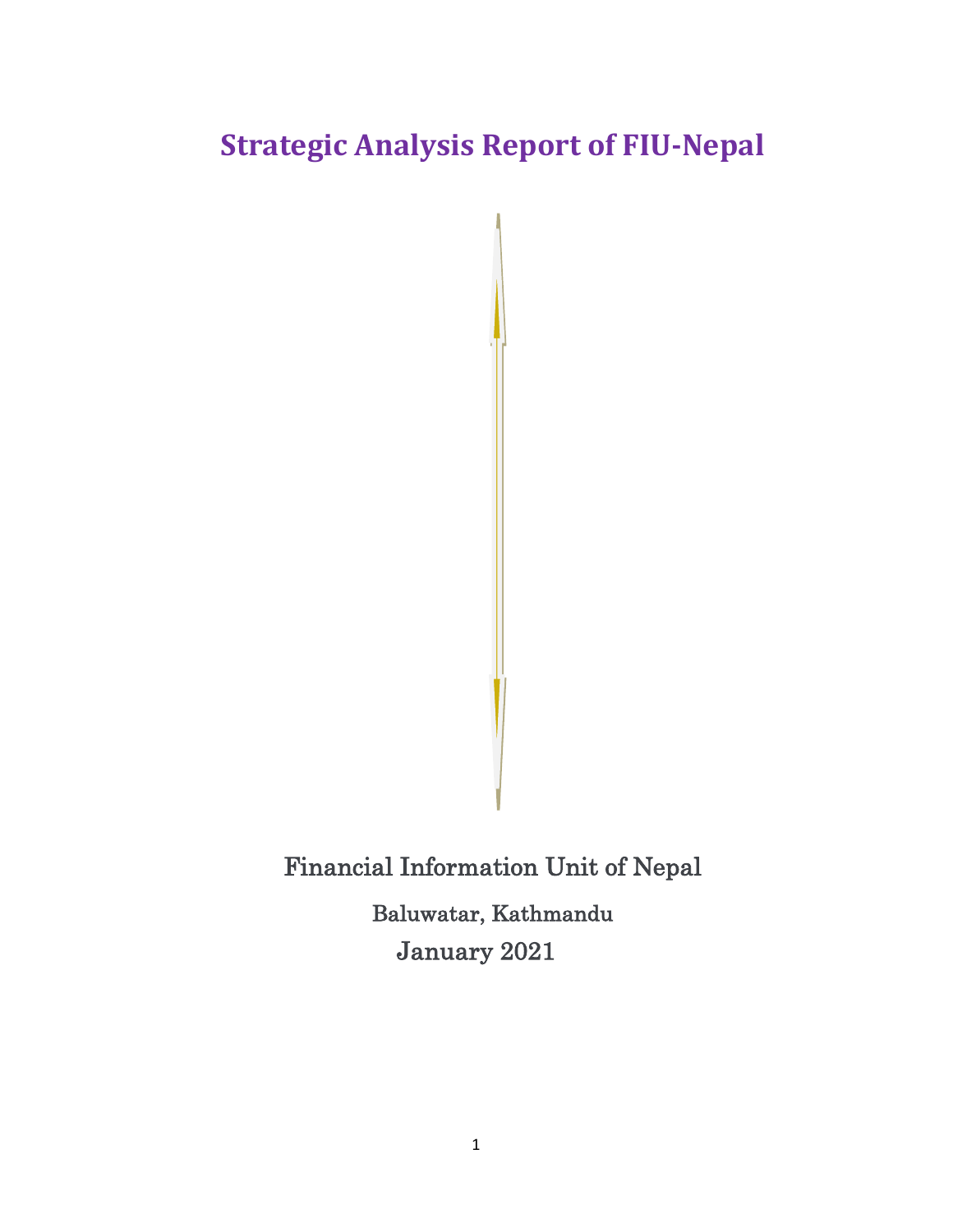# Strategic Analysis Report of FIU-Nepal

Financial Information Unit of Nepal

Baluwatar, Kathmandu

January 2021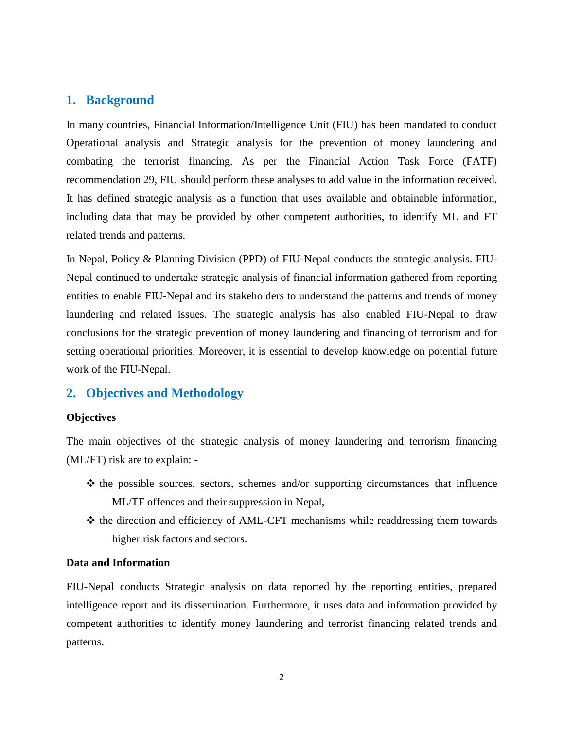## 1. Background

In many countries, Financial Information/Intelligence Unit (FIU) has been mandated to conduct Operational analysis and Strategic analysis for the prevention of money laundering and combating the terrorist financing. As per the Financial Action Task Force (FATF) recommendation 29, FIU should perform these analyses to add value in the information received. It has defined strategic analysis as a function that uses available and obtainable information, including data that may be provided by other competent authorities, to identify ML and FT related trends and patterns.

In Nepal, Policy & Planning Division (PPD) of FIU-Nepal conducts the strategic analysis. FIU-Nepal continued to undertake strategic analysis of financial information gathered from reporting entities to enable FIU-Nepal and its stakeholders to understand the patterns and trends of money laundering and related issues. The strategic analysis has also enabled FIU-Nepal to draw conclusions for the strategic prevention of money laundering and financing of terrorism and for setting operational priorities. Moreover, it is essential to develop knowledge on potential future work of the FIU-Nepal.

## 2. Objectives and Methodology

**Objectives**

The main objectives of the strategic analysis of money laundering and terrorism financing (ML/FT) risk are to explain: -

- ❖ the possible sources, sectors, schemes and/or supporting circumstances that influence ML/TF offences and their suppression in Nepal,
- ❖ the direction and efficiency of AML-CFT mechanisms while readdressing them towards higher risk factors and sectors.

**Data and Information**

FIU-Nepal conducts Strategic analysis on data reported by the reporting entities, prepared intelligence report and its dissemination. Furthermore, it uses data and information provided by competent authorities to identify money laundering and terrorist financing related trends and patterns.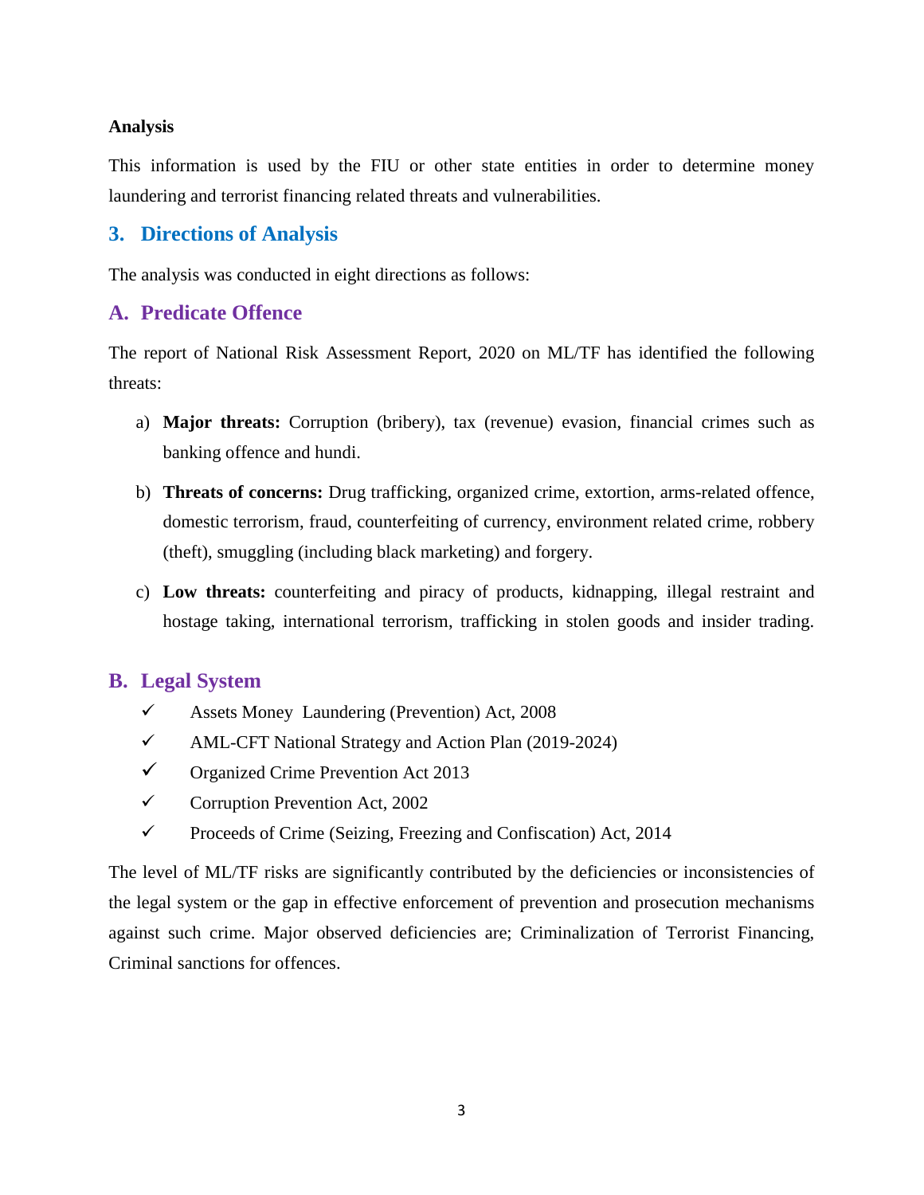**Analysis**

This information is used by the FIU or other state entities in order to determine money laundering and terrorist financing related threats and vulnerabilities.

## 3. Directions of Analysis

The analysis was conducted in eight directions as follows:

### A. Predicate Offence

The report of National Risk Assessment Report, 2020 on ML/TF has identified the following threats:

a) **Major threats:** Corruption (bribery), tax (revenue) evasion, financial crimes such as banking offence and hundi.

b) **Threats of concerns:** Drug trafficking, organized crime, extortion, arms-related offence, domestic terrorism, fraud, counterfeiting of currency, environment related crime, robbery (theft), smuggling (including black marketing) and forgery.

c) **Low threats:** counterfeiting and piracy of products, kidnapping, illegal restraint and hostage taking, international terrorism, trafficking in stolen goods and insider trading.

### B. Legal System

- ✓ Assets Money Laundering (Prevention) Act, 2008
- ✓ AML-CFT National Strategy and Action Plan (2019-2024)
- ✓ Organized Crime Prevention Act 2013
- ✓ Corruption Prevention Act, 2002
- ✓ Proceeds of Crime (Seizing, Freezing and Confiscation) Act, 2014

The level of ML/TF risks are significantly contributed by the deficiencies or inconsistencies of the legal system or the gap in effective enforcement of prevention and prosecution mechanisms against such crime. Major observed deficiencies are; Criminalization of Terrorist Financing, Criminal sanctions for offences.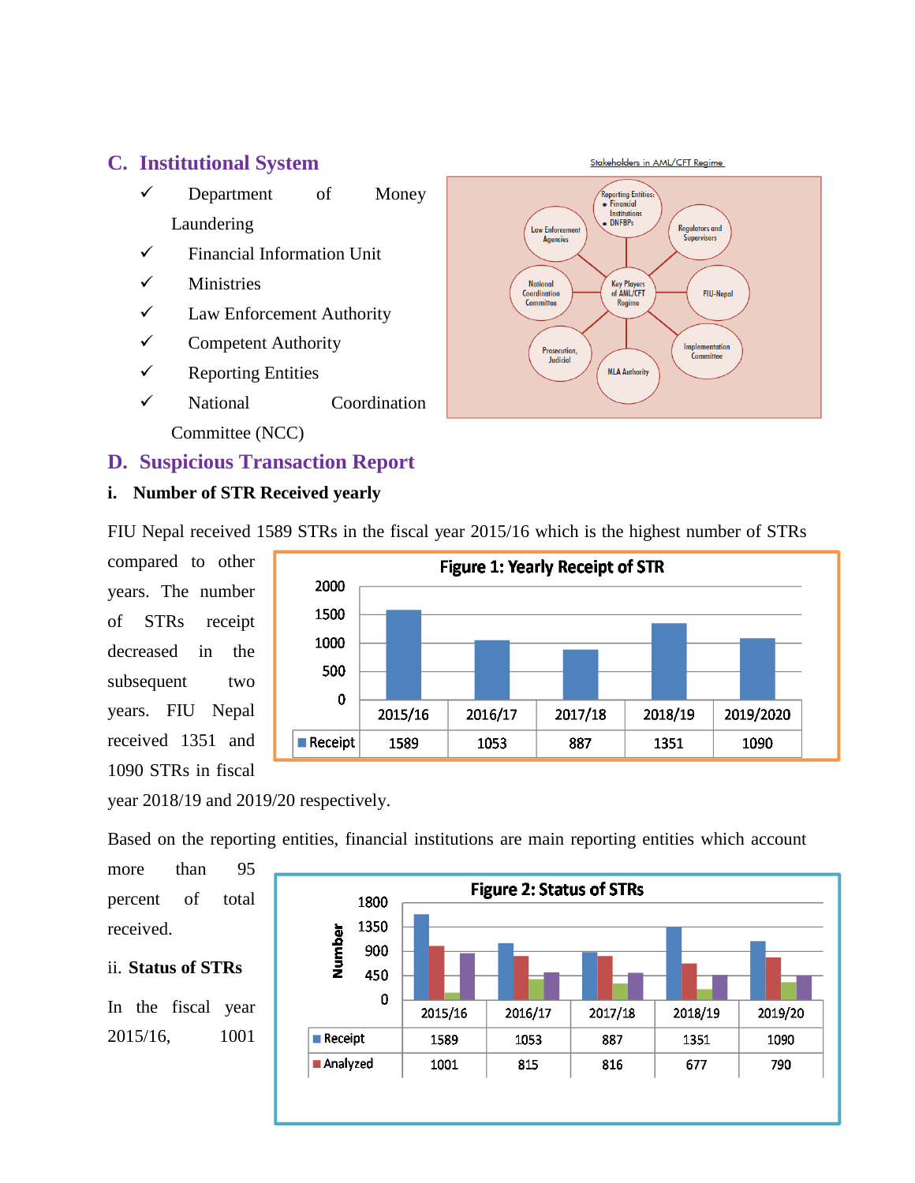## C. Institutional System

- ✓ Department of Money Laundering
- ✓ Financial Information Unit
- ✓ Ministries
- ✓ Law Enforcement Authority
- ✓ Competent Authority
- ✓ Reporting Entities
- ✓ National Coordination Committee (NCC)

Stakeholders in AML/CFT Regime

## D. Suspicious Transaction Report

### i. Number of STR Received yearly

FIU Nepal received 1589 STRs in the fiscal year 2015/16 which is the highest number of STRs compared to other years. The number of STRs receipt decreased in the subsequent two years. FIU Nepal received 1351 and 1090 STRs in fiscal year 2018/19 and 2019/20 respectively.

**Figure 1: Yearly Receipt of STR**

| | 2015/16 | 2016/17 | 2017/18 | 2018/19 | 2019/2020 |
|---|---|---|---|---|---|
| Receipt | 1589 | 1053 | 887 | 1351 | 1090 |

Based on the reporting entities, financial institutions are main reporting entities which account more than 95 percent of total received.

### ii. Status of STRs

In the fiscal year 2015/16, 1001

**Figure 2: Status of STRs**

| | 2015/16 | 2016/17 | 2017/18 | 2018/19 | 2019/20 |
|---|---|---|---|---|---|
| Receipt | 1589 | 1053 | 887 | 1351 | 1090 |
| Analyzed | 1001 | 815 | 816 | 677 | 790 |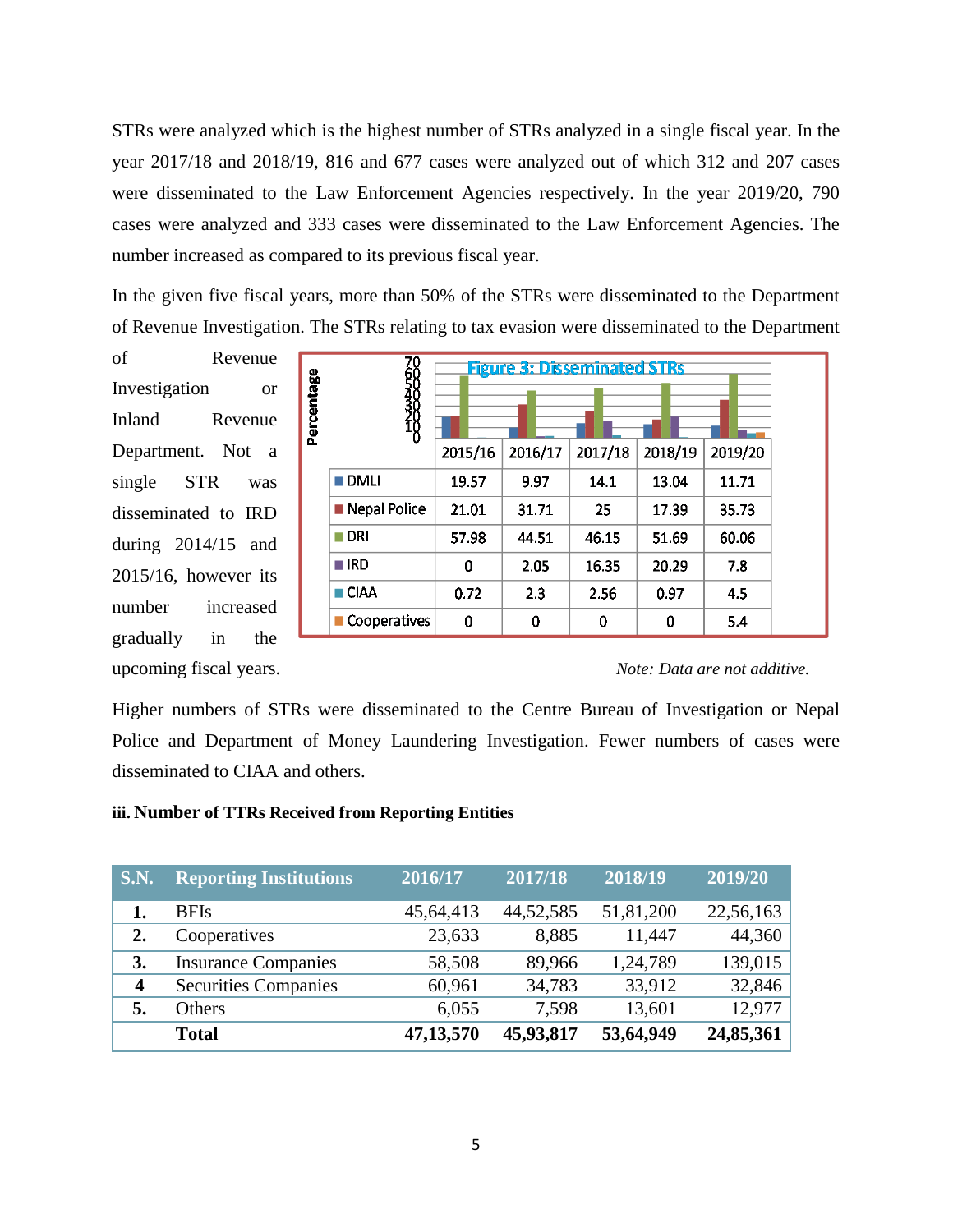STRs were analyzed which is the highest number of STRs analyzed in a single fiscal year. In the year 2017/18 and 2018/19, 816 and 677 cases were analyzed out of which 312 and 207 cases were disseminated to the Law Enforcement Agencies respectively. In the year 2019/20, 790 cases were analyzed and 333 cases were disseminated to the Law Enforcement Agencies. The number increased as compared to its previous fiscal year.

In the given five fiscal years, more than 50% of the STRs were disseminated to the Department of Revenue Investigation. The STRs relating to tax evasion were disseminated to the Department of Revenue Investigation or Inland Revenue Department. Not a single STR was disseminated to IRD during 2014/15 and 2015/16, however its number increased gradually in the upcoming fiscal years.

**Figure 3: Disseminated STRs**

| | 2015/16 | 2016/17 | 2017/18 | 2018/19 | 2019/20 |
|---|---|---|---|---|---|
| DMLI | 19.57 | 9.97 | 14.1 | 13.04 | 11.71 |
| Nepal Police | 21.01 | 31.71 | 25 | 17.39 | 35.73 |
| DRI | 57.98 | 44.51 | 46.15 | 51.69 | 60.06 |
| IRD | 0 | 2.05 | 16.35 | 20.29 | 7.8 |
| CIAA | 0.72 | 2.3 | 2.56 | 0.97 | 4.5 |
| Cooperatives | 0 | 0 | 0 | 0 | 5.4 |

*Note: Data are not additive.*

Higher numbers of STRs were disseminated to the Centre Bureau of Investigation or Nepal Police and Department of Money Laundering Investigation. Fewer numbers of cases were disseminated to CIAA and others.

### iii. Number of TTRs Received from Reporting Entities

| S.N. | Reporting Institutions | 2016/17 | 2017/18 | 2018/19 | 2019/20 |
|---|---|---|---|---|---|
| 1. | BFIs | 45,64,413 | 44,52,585 | 51,81,200 | 22,56,163 |
| 2. | Cooperatives | 23,633 | 8,885 | 11,447 | 44,360 |
| 3. | Insurance Companies | 58,508 | 89,966 | 1,24,789 | 139,015 |
| 4 | Securities Companies | 60,961 | 34,783 | 33,912 | 32,846 |
| 5. | Others | 6,055 | 7,598 | 13,601 | 12,977 |
| | **Total** | **47,13,570** | **45,93,817** | **53,64,949** | **24,85,361** |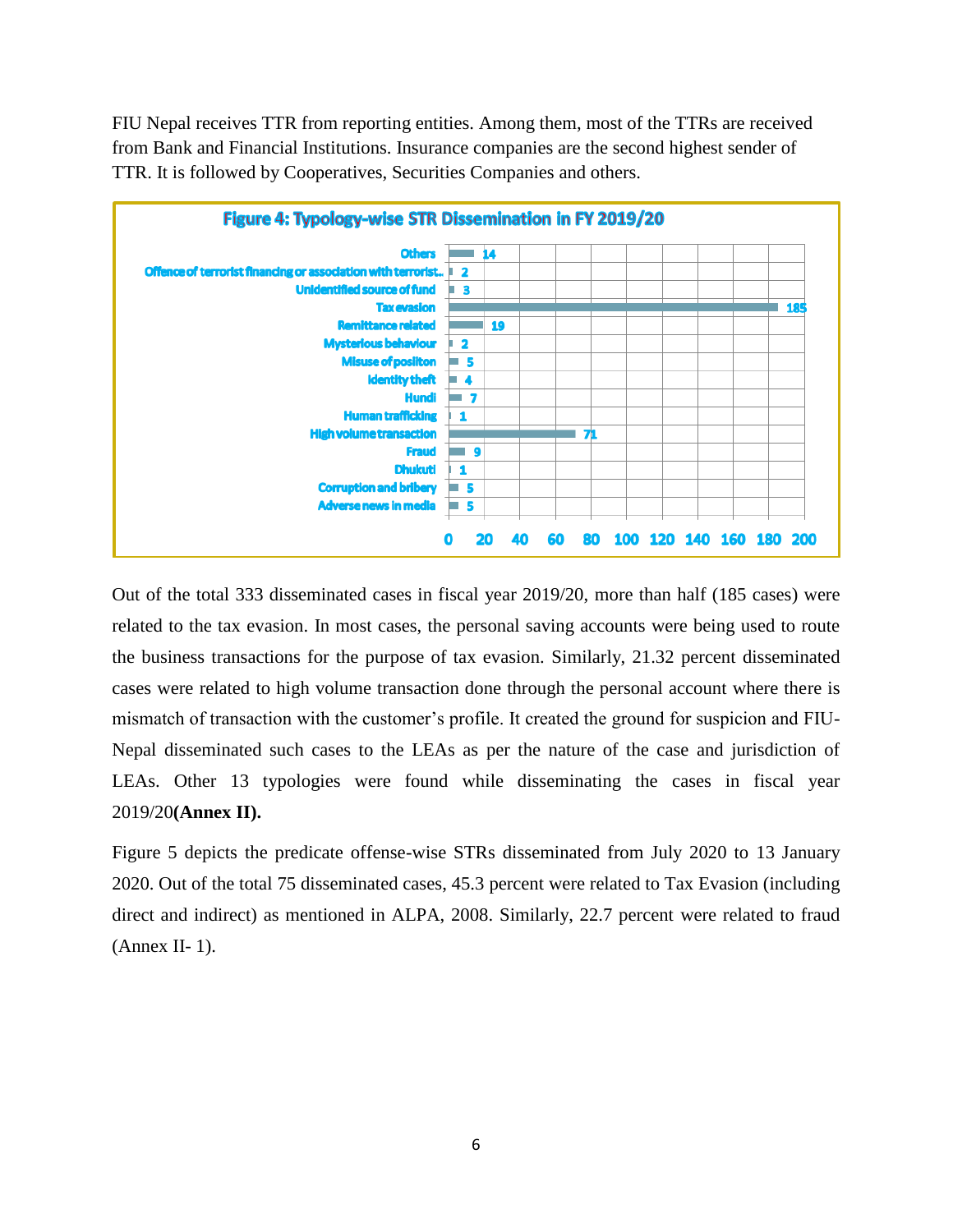FIU Nepal receives TTR from reporting entities. Among them, most of the TTRs are received from Bank and Financial Institutions. Insurance companies are the second highest sender of TTR. It is followed by Cooperatives, Securities Companies and others.

**Figure 4: Typology-wise STR Dissemination in FY 2019/20**

| Typology | Number |
| --- | --- |
| Others | 14 |
| Offence of terrorist financing or association with terrorist.. | 2 |
| Unidentified source of fund | 3 |
| Tax evasion | 185 |
| Remittance related | 19 |
| Mysterious behaviour | 2 |
| Misuse of position | 5 |
| Identity theft | 4 |
| Hundi | 7 |
| Human trafficking | 1 |
| High volume transaction | 71 |
| Fraud | 9 |
| Dhukuti | 1 |
| Corruption and bribery | 5 |
| Adverse news in media | 5 |

Out of the total 333 disseminated cases in fiscal year 2019/20, more than half (185 cases) were related to the tax evasion. In most cases, the personal saving accounts were being used to route the business transactions for the purpose of tax evasion. Similarly, 21.32 percent disseminated cases were related to high volume transaction done through the personal account where there is mismatch of transaction with the customer's profile. It created the ground for suspicion and FIU-Nepal disseminated such cases to the LEAs as per the nature of the case and jurisdiction of LEAs. Other 13 typologies were found while disseminating the cases in fiscal year 2019/20**(Annex II).**

Figure 5 depicts the predicate offense-wise STRs disseminated from July 2020 to 13 January 2020. Out of the total 75 disseminated cases, 45.3 percent were related to Tax Evasion (including direct and indirect) as mentioned in ALPA, 2008. Similarly, 22.7 percent were related to fraud (Annex II- 1).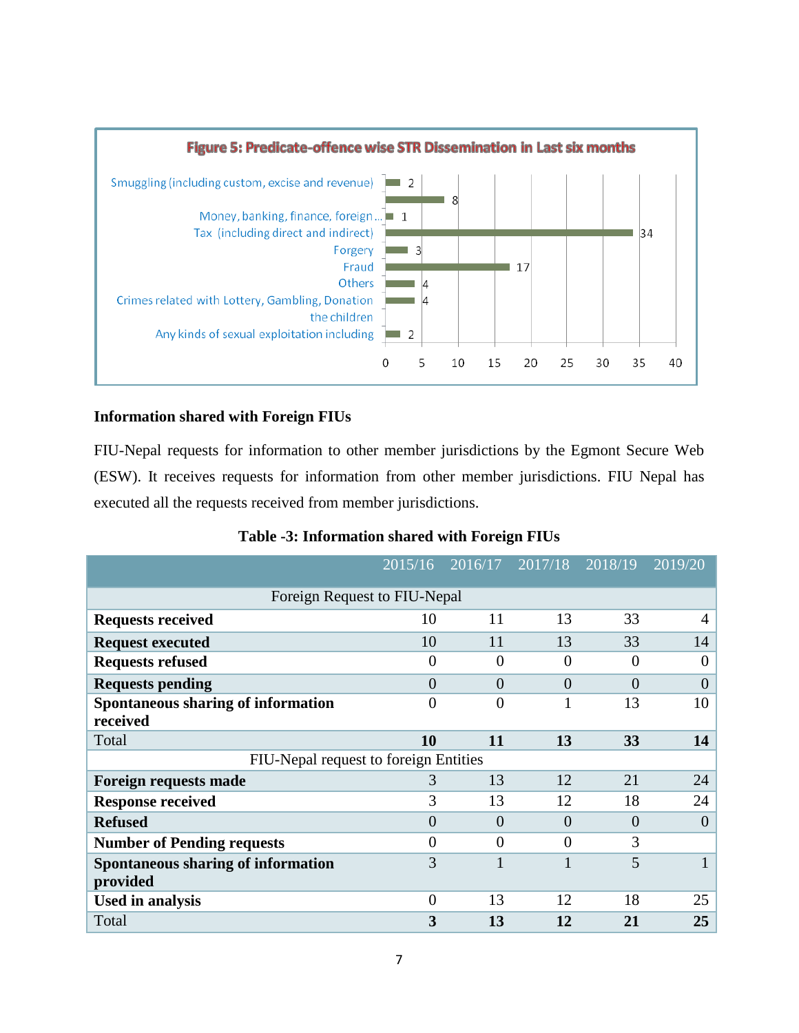**Figure 5: Predicate-offence wise STR Dissemination in Last six months**

| Predicate offence | Number |
|---|---|
| Smuggling (including custom, excise and revenue) | 2 |
| | 8 |
| Money, banking, finance, foreign... | 1 |
| Tax (including direct and indirect) | 34 |
| Forgery | 3 |
| Fraud | 17 |
| Others | 4 |
| Crimes related with Lottery, Gambling, Donation | 4 |
| Any kinds of sexual exploitation including the children | 2 |

## Information shared with Foreign FIUs

FIU-Nepal requests for information to other member jurisdictions by the Egmont Secure Web (ESW). It receives requests for information from other member jurisdictions. FIU Nepal has executed all the requests received from member jurisdictions.

**Table -3: Information shared with Foreign FIUs**

| | 2015/16 | 2016/17 | 2017/18 | 2018/19 | 2019/20 |
|---|---|---|---|---|---|
| Foreign Request to FIU-Nepal | | | | | |
| **Requests received** | 10 | 11 | 13 | 33 | 4 |
| **Request executed** | 10 | 11 | 13 | 33 | 14 |
| **Requests refused** | 0 | 0 | 0 | 0 | 0 |
| **Requests pending** | 0 | 0 | 0 | 0 | 0 |
| **Spontaneous sharing of information received** | 0 | 0 | 1 | 13 | 10 |
| Total | **10** | **11** | **13** | **33** | **14** |
| FIU-Nepal request to foreign Entities | | | | | |
| **Foreign requests made** | 3 | 13 | 12 | 21 | 24 |
| **Response received** | 3 | 13 | 12 | 18 | 24 |
| **Refused** | 0 | 0 | 0 | 0 | 0 |
| **Number of Pending requests** | 0 | 0 | 0 | 3 | |
| **Spontaneous sharing of information provided** | 3 | 1 | 1 | 5 | 1 |
| **Used in analysis** | 0 | 13 | 12 | 18 | 25 |
| Total | **3** | **13** | **12** | **21** | **25** |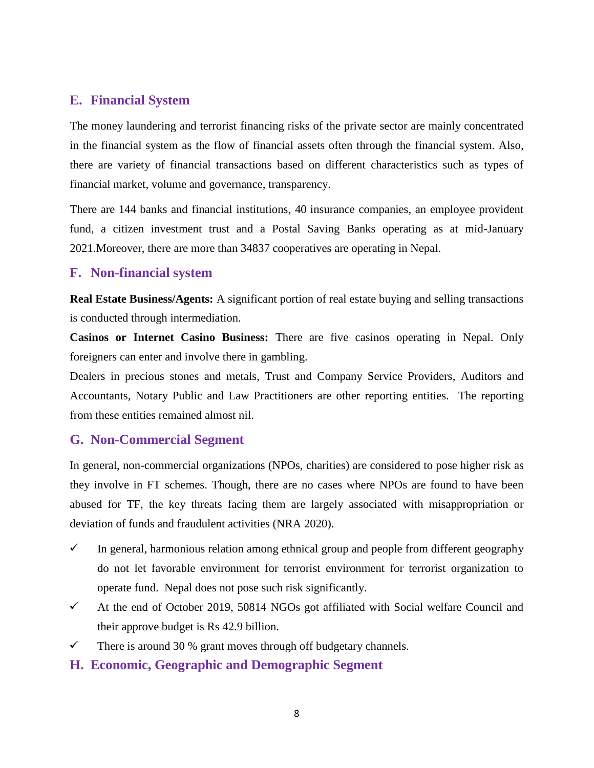## E. Financial System

The money laundering and terrorist financing risks of the private sector are mainly concentrated in the financial system as the flow of financial assets often through the financial system. Also, there are variety of financial transactions based on different characteristics such as types of financial market, volume and governance, transparency.

There are 144 banks and financial institutions, 40 insurance companies, an employee provident fund, a citizen investment trust and a Postal Saving Banks operating as at mid-January 2021.Moreover, there are more than 34837 cooperatives are operating in Nepal.

## F. Non-financial system

**Real Estate Business/Agents:** A significant portion of real estate buying and selling transactions is conducted through intermediation.

**Casinos or Internet Casino Business:** There are five casinos operating in Nepal. Only foreigners can enter and involve there in gambling.

Dealers in precious stones and metals, Trust and Company Service Providers, Auditors and Accountants, Notary Public and Law Practitioners are other reporting entities. The reporting from these entities remained almost nil.

## G. Non-Commercial Segment

In general, non-commercial organizations (NPOs, charities) are considered to pose higher risk as they involve in FT schemes. Though, there are no cases where NPOs are found to have been abused for TF, the key threats facing them are largely associated with misappropriation or deviation of funds and fraudulent activities (NRA 2020).

- ✓ In general, harmonious relation among ethnical group and people from different geography do not let favorable environment for terrorist environment for terrorist organization to operate fund. Nepal does not pose such risk significantly.
- ✓ At the end of October 2019, 50814 NGOs got affiliated with Social welfare Council and their approve budget is Rs 42.9 billion.
- ✓ There is around 30 % grant moves through off budgetary channels.

## H. Economic, Geographic and Demographic Segment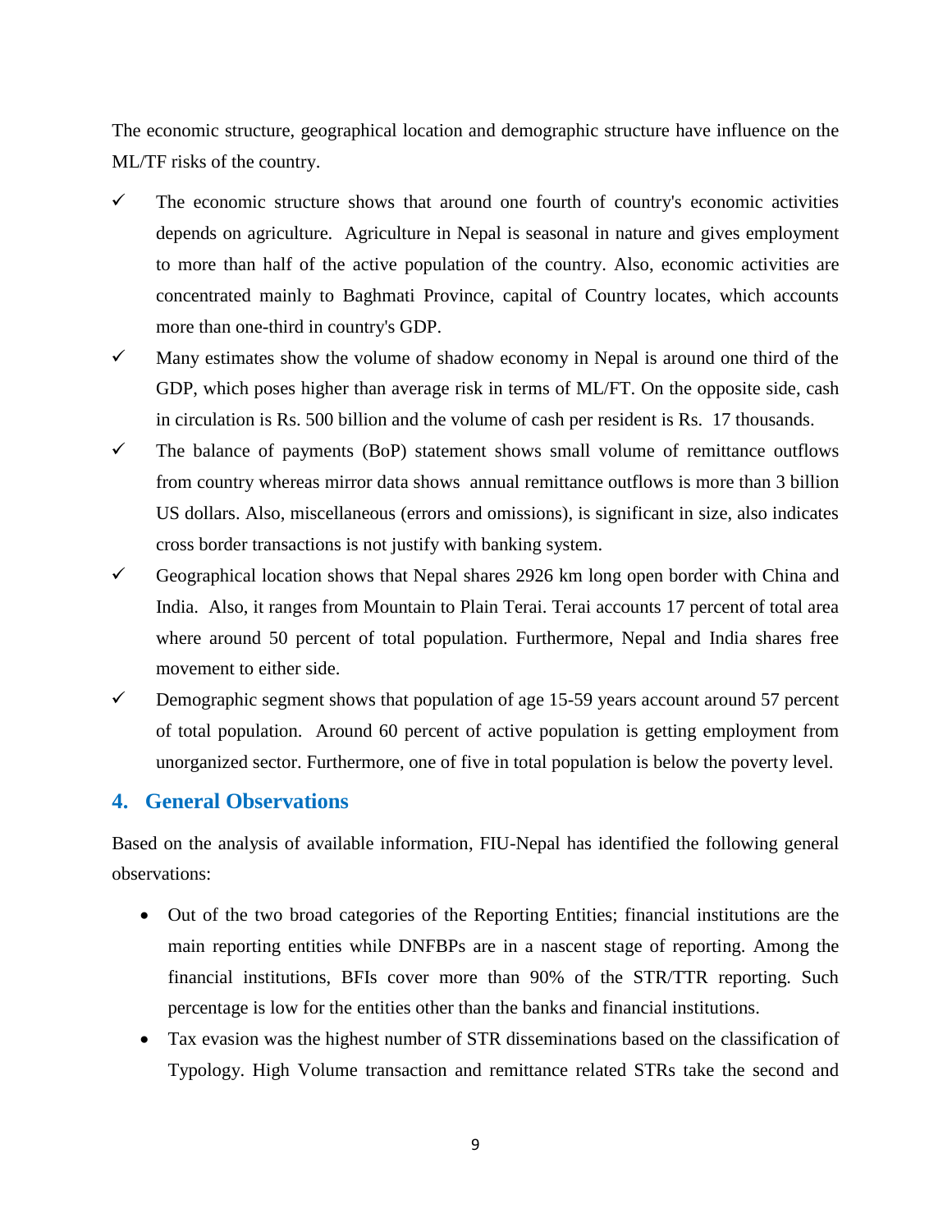The economic structure, geographical location and demographic structure have influence on the ML/TF risks of the country.

- ✓ The economic structure shows that around one fourth of country's economic activities depends on agriculture. Agriculture in Nepal is seasonal in nature and gives employment to more than half of the active population of the country. Also, economic activities are concentrated mainly to Baghmati Province, capital of Country locates, which accounts more than one-third in country's GDP.
- ✓ Many estimates show the volume of shadow economy in Nepal is around one third of the GDP, which poses higher than average risk in terms of ML/FT. On the opposite side, cash in circulation is Rs. 500 billion and the volume of cash per resident is Rs. 17 thousands.
- ✓ The balance of payments (BoP) statement shows small volume of remittance outflows from country whereas mirror data shows annual remittance outflows is more than 3 billion US dollars. Also, miscellaneous (errors and omissions), is significant in size, also indicates cross border transactions is not justify with banking system.
- ✓ Geographical location shows that Nepal shares 2926 km long open border with China and India. Also, it ranges from Mountain to Plain Terai. Terai accounts 17 percent of total area where around 50 percent of total population. Furthermore, Nepal and India shares free movement to either side.
- ✓ Demographic segment shows that population of age 15-59 years account around 57 percent of total population. Around 60 percent of active population is getting employment from unorganized sector. Furthermore, one of five in total population is below the poverty level.

## 4. General Observations

Based on the analysis of available information, FIU-Nepal has identified the following general observations:

- Out of the two broad categories of the Reporting Entities; financial institutions are the main reporting entities while DNFBPs are in a nascent stage of reporting. Among the financial institutions, BFIs cover more than 90% of the STR/TTR reporting. Such percentage is low for the entities other than the banks and financial institutions.
- Tax evasion was the highest number of STR disseminations based on the classification of Typology. High Volume transaction and remittance related STRs take the second and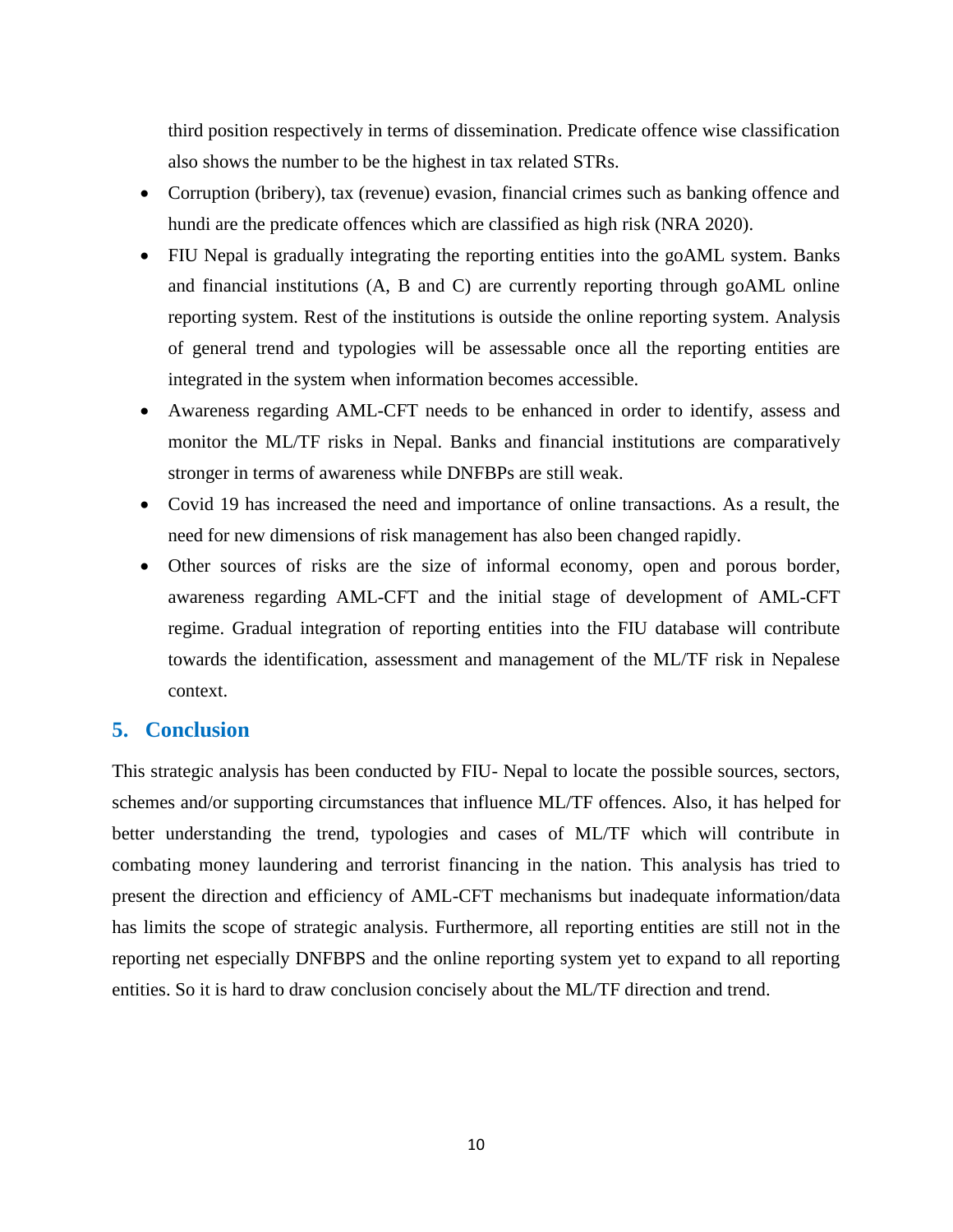third position respectively in terms of dissemination. Predicate offence wise classification also shows the number to be the highest in tax related STRs.

- Corruption (bribery), tax (revenue) evasion, financial crimes such as banking offence and hundi are the predicate offences which are classified as high risk (NRA 2020).
- FIU Nepal is gradually integrating the reporting entities into the goAML system. Banks and financial institutions (A, B and C) are currently reporting through goAML online reporting system. Rest of the institutions is outside the online reporting system. Analysis of general trend and typologies will be assessable once all the reporting entities are integrated in the system when information becomes accessible.
- Awareness regarding AML-CFT needs to be enhanced in order to identify, assess and monitor the ML/TF risks in Nepal. Banks and financial institutions are comparatively stronger in terms of awareness while DNFBPs are still weak.
- Covid 19 has increased the need and importance of online transactions. As a result, the need for new dimensions of risk management has also been changed rapidly.
- Other sources of risks are the size of informal economy, open and porous border, awareness regarding AML-CFT and the initial stage of development of AML-CFT regime. Gradual integration of reporting entities into the FIU database will contribute towards the identification, assessment and management of the ML/TF risk in Nepalese context.

## 5. Conclusion

This strategic analysis has been conducted by FIU- Nepal to locate the possible sources, sectors, schemes and/or supporting circumstances that influence ML/TF offences. Also, it has helped for better understanding the trend, typologies and cases of ML/TF which will contribute in combating money laundering and terrorist financing in the nation. This analysis has tried to present the direction and efficiency of AML-CFT mechanisms but inadequate information/data has limits the scope of strategic analysis. Furthermore, all reporting entities are still not in the reporting net especially DNFBPS and the online reporting system yet to expand to all reporting entities. So it is hard to draw conclusion concisely about the ML/TF direction and trend.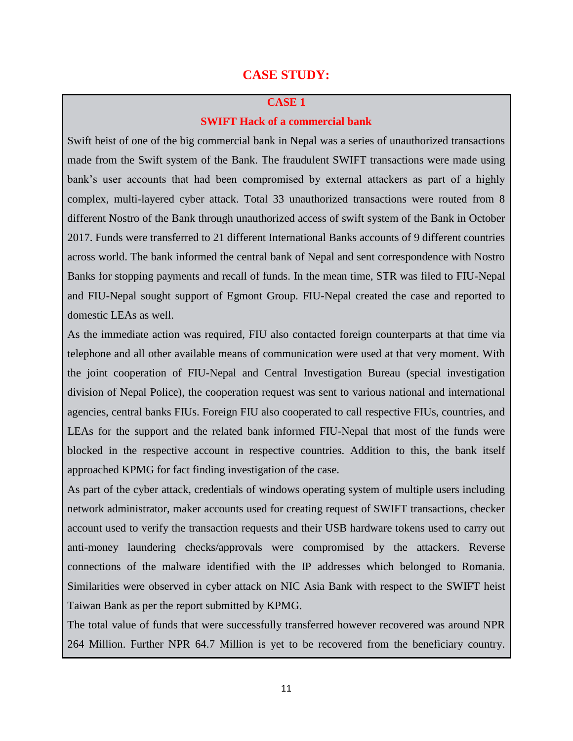## CASE STUDY:

### CASE 1

### SWIFT Hack of a commercial bank

Swift heist of one of the big commercial bank in Nepal was a series of unauthorized transactions made from the Swift system of the Bank. The fraudulent SWIFT transactions were made using bank's user accounts that had been compromised by external attackers as part of a highly complex, multi-layered cyber attack. Total 33 unauthorized transactions were routed from 8 different Nostro of the Bank through unauthorized access of swift system of the Bank in October 2017. Funds were transferred to 21 different International Banks accounts of 9 different countries across world. The bank informed the central bank of Nepal and sent correspondence with Nostro Banks for stopping payments and recall of funds. In the mean time, STR was filed to FIU-Nepal and FIU-Nepal sought support of Egmont Group. FIU-Nepal created the case and reported to domestic LEAs as well.

As the immediate action was required, FIU also contacted foreign counterparts at that time via telephone and all other available means of communication were used at that very moment. With the joint cooperation of FIU-Nepal and Central Investigation Bureau (special investigation division of Nepal Police), the cooperation request was sent to various national and international agencies, central banks FIUs. Foreign FIU also cooperated to call respective FIUs, countries, and LEAs for the support and the related bank informed FIU-Nepal that most of the funds were blocked in the respective account in respective countries. Addition to this, the bank itself approached KPMG for fact finding investigation of the case.

As part of the cyber attack, credentials of windows operating system of multiple users including network administrator, maker accounts used for creating request of SWIFT transactions, checker account used to verify the transaction requests and their USB hardware tokens used to carry out anti-money laundering checks/approvals were compromised by the attackers. Reverse connections of the malware identified with the IP addresses which belonged to Romania. Similarities were observed in cyber attack on NIC Asia Bank with respect to the SWIFT heist Taiwan Bank as per the report submitted by KPMG.

The total value of funds that were successfully transferred however recovered was around NPR 264 Million. Further NPR 64.7 Million is yet to be recovered from the beneficiary country.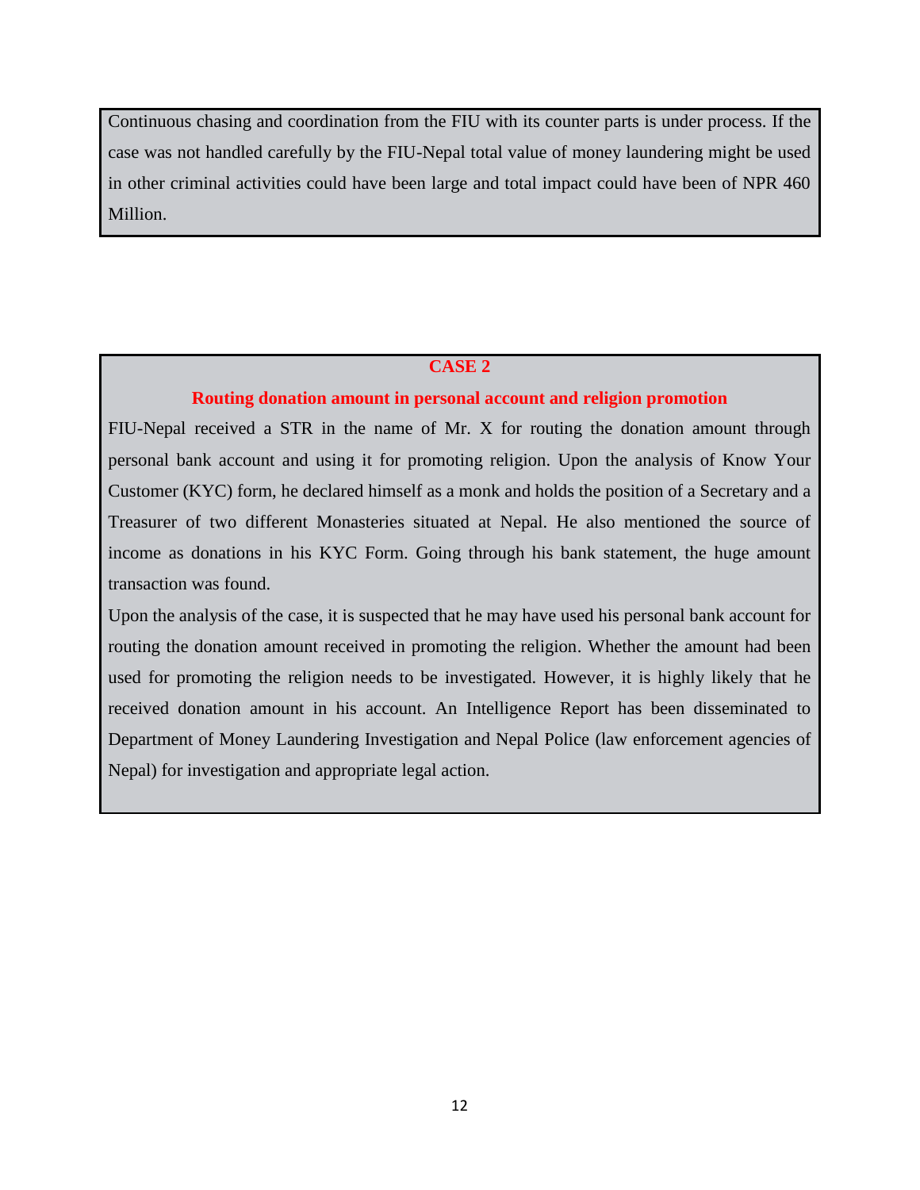Continuous chasing and coordination from the FIU with its counter parts is under process. If the case was not handled carefully by the FIU-Nepal total value of money laundering might be used in other criminal activities could have been large and total impact could have been of NPR 460 Million.

## CASE 2

### Routing donation amount in personal account and religion promotion

FIU-Nepal received a STR in the name of Mr. X for routing the donation amount through personal bank account and using it for promoting religion. Upon the analysis of Know Your Customer (KYC) form, he declared himself as a monk and holds the position of a Secretary and a Treasurer of two different Monasteries situated at Nepal. He also mentioned the source of income as donations in his KYC Form. Going through his bank statement, the huge amount transaction was found.

Upon the analysis of the case, it is suspected that he may have used his personal bank account for routing the donation amount received in promoting the religion. Whether the amount had been used for promoting the religion needs to be investigated. However, it is highly likely that he received donation amount in his account. An Intelligence Report has been disseminated to Department of Money Laundering Investigation and Nepal Police (law enforcement agencies of Nepal) for investigation and appropriate legal action.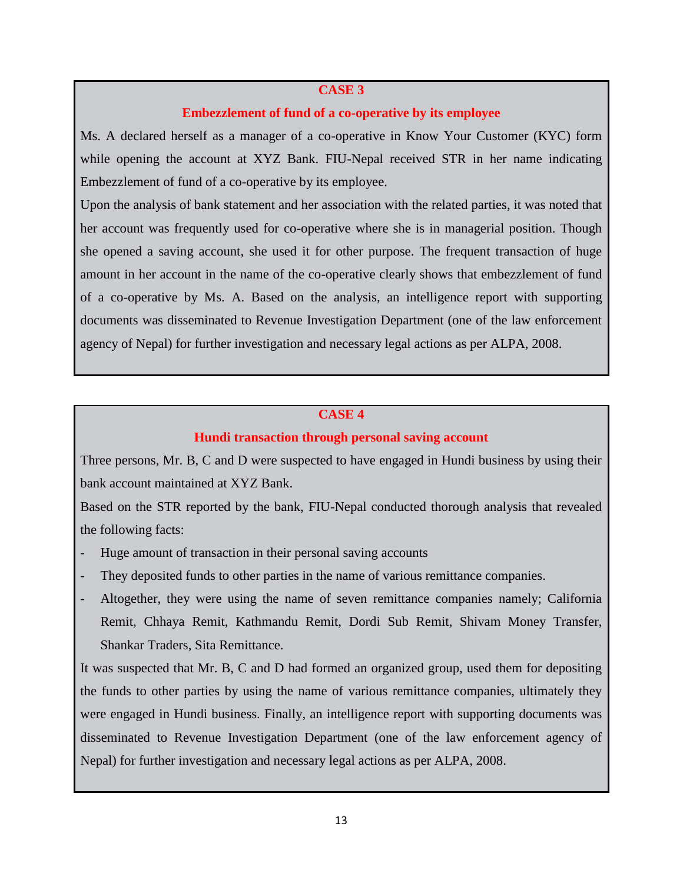## CASE 3

### Embezzlement of fund of a co-operative by its employee

Ms. A declared herself as a manager of a co-operative in Know Your Customer (KYC) form while opening the account at XYZ Bank. FIU-Nepal received STR in her name indicating Embezzlement of fund of a co-operative by its employee.

Upon the analysis of bank statement and her association with the related parties, it was noted that her account was frequently used for co-operative where she is in managerial position. Though she opened a saving account, she used it for other purpose. The frequent transaction of huge amount in her account in the name of the co-operative clearly shows that embezzlement of fund of a co-operative by Ms. A. Based on the analysis, an intelligence report with supporting documents was disseminated to Revenue Investigation Department (one of the law enforcement agency of Nepal) for further investigation and necessary legal actions as per ALPA, 2008.

## CASE 4

### Hundi transaction through personal saving account

Three persons, Mr. B, C and D were suspected to have engaged in Hundi business by using their bank account maintained at XYZ Bank.

Based on the STR reported by the bank, FIU-Nepal conducted thorough analysis that revealed the following facts:

- Huge amount of transaction in their personal saving accounts
- They deposited funds to other parties in the name of various remittance companies.
- Altogether, they were using the name of seven remittance companies namely; California Remit, Chhaya Remit, Kathmandu Remit, Dordi Sub Remit, Shivam Money Transfer, Shankar Traders, Sita Remittance.

It was suspected that Mr. B, C and D had formed an organized group, used them for depositing the funds to other parties by using the name of various remittance companies, ultimately they were engaged in Hundi business. Finally, an intelligence report with supporting documents was disseminated to Revenue Investigation Department (one of the law enforcement agency of Nepal) for further investigation and necessary legal actions as per ALPA, 2008.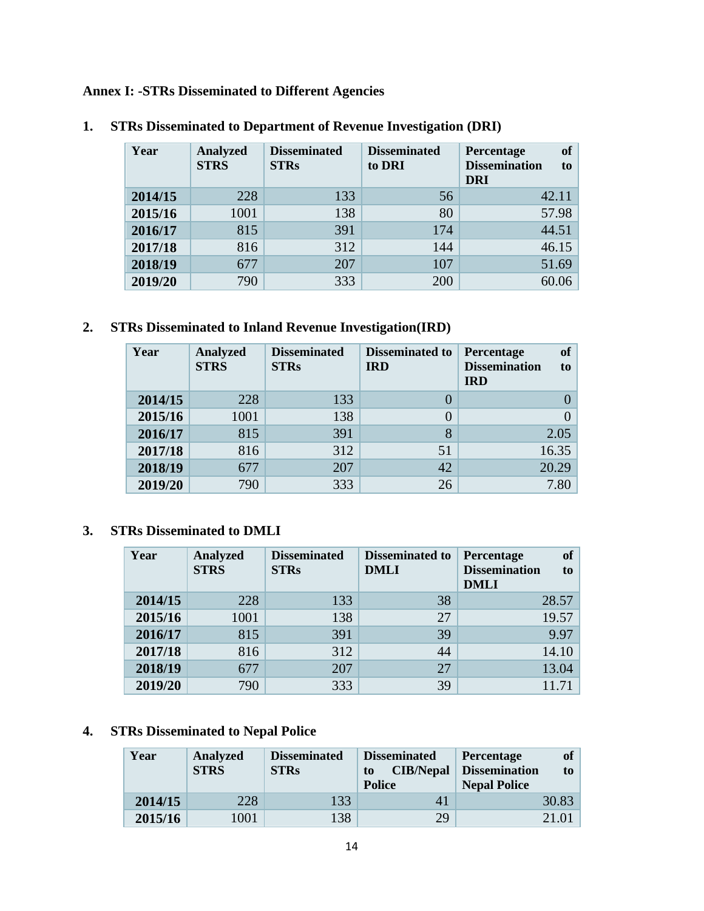## Annex I: -STRs Disseminated to Different Agencies

### 1. STRs Disseminated to Department of Revenue Investigation (DRI)

| Year | Analyzed STRS | Disseminated STRs | Disseminated to DRI | Percentage of Dissemination to DRI |
|---|---|---|---|---|
| 2014/15 | 228 | 133 | 56 | 42.11 |
| 2015/16 | 1001 | 138 | 80 | 57.98 |
| 2016/17 | 815 | 391 | 174 | 44.51 |
| 2017/18 | 816 | 312 | 144 | 46.15 |
| 2018/19 | 677 | 207 | 107 | 51.69 |
| 2019/20 | 790 | 333 | 200 | 60.06 |

### 2. STRs Disseminated to Inland Revenue Investigation(IRD)

| Year | Analyzed STRS | Disseminated STRs | Disseminated to IRD | Percentage of Dissemination to IRD |
|---|---|---|---|---|
| 2014/15 | 228 | 133 | 0 | 0 |
| 2015/16 | 1001 | 138 | 0 | 0 |
| 2016/17 | 815 | 391 | 8 | 2.05 |
| 2017/18 | 816 | 312 | 51 | 16.35 |
| 2018/19 | 677 | 207 | 42 | 20.29 |
| 2019/20 | 790 | 333 | 26 | 7.80 |

### 3. STRs Disseminated to DMLI

| Year | Analyzed STRS | Disseminated STRs | Disseminated to DMLI | Percentage of Dissemination to DMLI |
|---|---|---|---|---|
| 2014/15 | 228 | 133 | 38 | 28.57 |
| 2015/16 | 1001 | 138 | 27 | 19.57 |
| 2016/17 | 815 | 391 | 39 | 9.97 |
| 2017/18 | 816 | 312 | 44 | 14.10 |
| 2018/19 | 677 | 207 | 27 | 13.04 |
| 2019/20 | 790 | 333 | 39 | 11.71 |

### 4. STRs Disseminated to Nepal Police

| Year | Analyzed STRS | Disseminated STRs | Disseminated to CIB/Nepal Police | Percentage of Dissemination to Nepal Police |
|---|---|---|---|---|
| 2014/15 | 228 | 133 | 41 | 30.83 |
| 2015/16 | 1001 | 138 | 29 | 21.01 |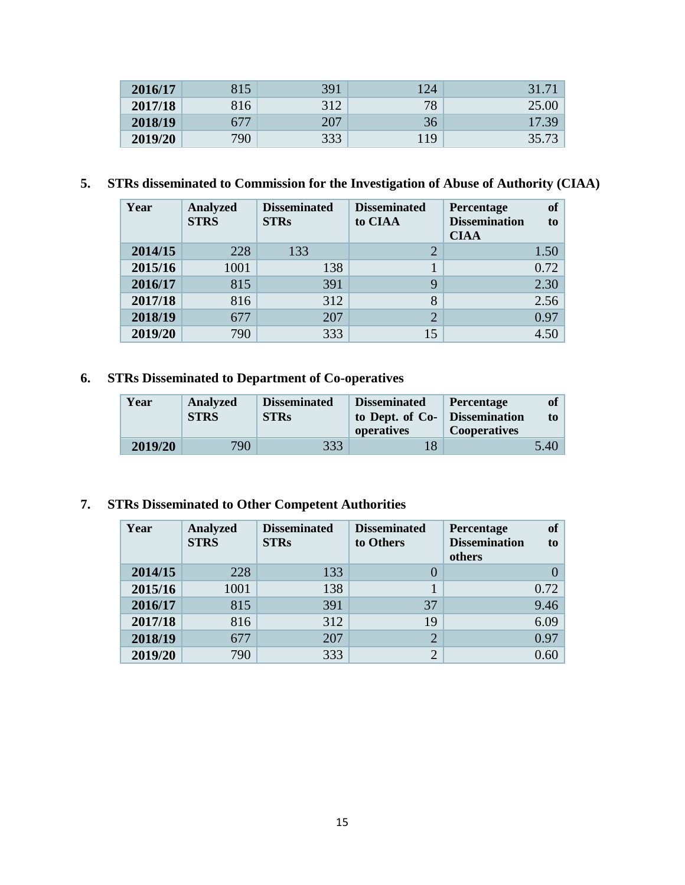| | | | | |
|---|---|---|---|---|
| **2016/17** | 815 | 391 | 124 | 31.71 |
| **2017/18** | 816 | 312 | 78 | 25.00 |
| **2018/19** | 677 | 207 | 36 | 17.39 |
| **2019/20** | 790 | 333 | 119 | 35.73 |

**5. STRs disseminated to Commission for the Investigation of Abuse of Authority (CIAA)**

| Year | Analyzed STRS | Disseminated STRs | Disseminated to CIAA | Percentage of Dissemination to CIAA |
|---|---|---|---|---|
| **2014/15** | 228 | 133 | 2 | 1.50 |
| **2015/16** | 1001 | 138 | 1 | 0.72 |
| **2016/17** | 815 | 391 | 9 | 2.30 |
| **2017/18** | 816 | 312 | 8 | 2.56 |
| **2018/19** | 677 | 207 | 2 | 0.97 |
| **2019/20** | 790 | 333 | 15 | 4.50 |

**6. STRs Disseminated to Department of Co-operatives**

| Year | Analyzed STRS | Disseminated STRs | Disseminated to Dept. of Co-operatives | Percentage of Dissemination to Cooperatives |
|---|---|---|---|---|
| **2019/20** | 790 | 333 | 18 | 5.40 |

**7. STRs Disseminated to Other Competent Authorities**

| Year | Analyzed STRS | Disseminated STRs | Disseminated to Others | Percentage of Dissemination to others |
|---|---|---|---|---|
| **2014/15** | 228 | 133 | 0 | 0 |
| **2015/16** | 1001 | 138 | 1 | 0.72 |
| **2016/17** | 815 | 391 | 37 | 9.46 |
| **2017/18** | 816 | 312 | 19 | 6.09 |
| **2018/19** | 677 | 207 | 2 | 0.97 |
| **2019/20** | 790 | 333 | 2 | 0.60 |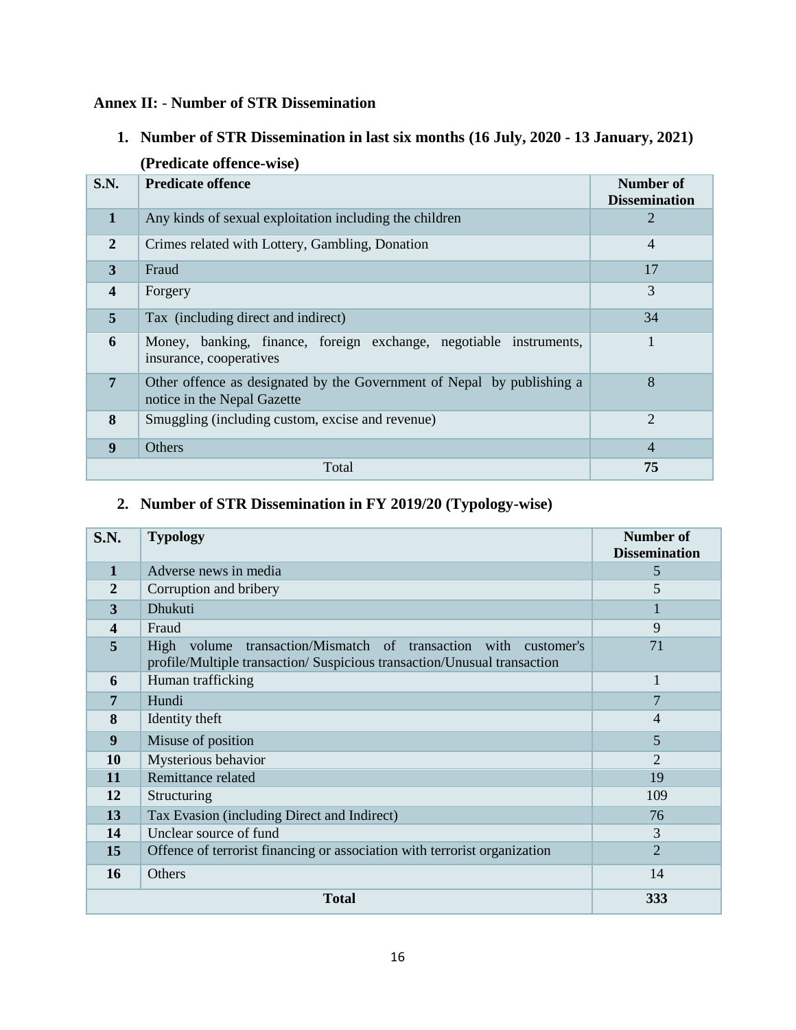**Annex II: - Number of STR Dissemination**

1. **Number of STR Dissemination in last six months (16 July, 2020 - 13 January, 2021) (Predicate offence-wise)**

| S.N. | Predicate offence | Number of Dissemination |
|---|---|---|
| 1 | Any kinds of sexual exploitation including the children | 2 |
| 2 | Crimes related with Lottery, Gambling, Donation | 4 |
| 3 | Fraud | 17 |
| 4 | Forgery | 3 |
| 5 | Tax (including direct and indirect) | 34 |
| 6 | Money, banking, finance, foreign exchange, negotiable instruments, insurance, cooperatives | 1 |
| 7 | Other offence as designated by the Government of Nepal by publishing a notice in the Nepal Gazette | 8 |
| 8 | Smuggling (including custom, excise and revenue) | 2 |
| 9 | Others | 4 |
| Total | | **75** |

2. **Number of STR Dissemination in FY 2019/20 (Typology-wise)**

| S.N. | Typology | Number of Dissemination |
|---|---|---|
| 1 | Adverse news in media | 5 |
| 2 | Corruption and bribery | 5 |
| 3 | Dhukuti | 1 |
| 4 | Fraud | 9 |
| 5 | High volume transaction/Mismatch of transaction with customer's profile/Multiple transaction/ Suspicious transaction/Unusual transaction | 71 |
| 6 | Human trafficking | 1 |
| 7 | Hundi | 7 |
| 8 | Identity theft | 4 |
| 9 | Misuse of position | 5 |
| 10 | Mysterious behavior | 2 |
| 11 | Remittance related | 19 |
| 12 | Structuring | 109 |
| 13 | Tax Evasion (including Direct and Indirect) | 76 |
| 14 | Unclear source of fund | 3 |
| 15 | Offence of terrorist financing or association with terrorist organization | 2 |
| 16 | Others | 14 |
| **Total** | | **333** |